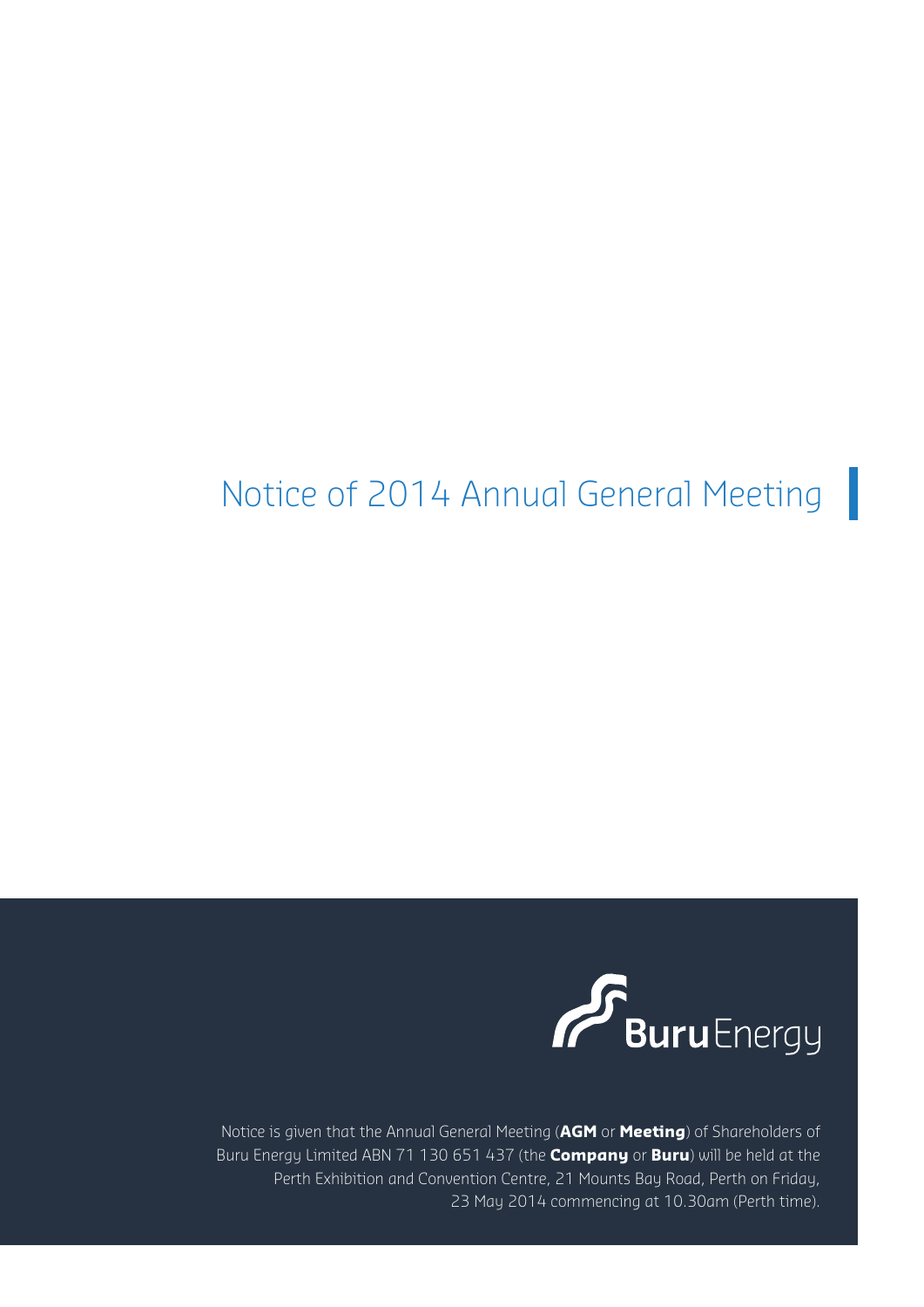# Notice of 2014 Annual General Meeting

Buru Energy

Notice is given that the Annual General Meeting (**AGM** or **Meeting**) of Shareholders of Buru Energy Limited ABN 71 130 651 437 (the **Company** or **Buru**) will be held at the Perth Exhibition and Convention Centre, 21 Mounts Bay Road, Perth on Friday, 23 May 2014 commencing at 10.30am (Perth time).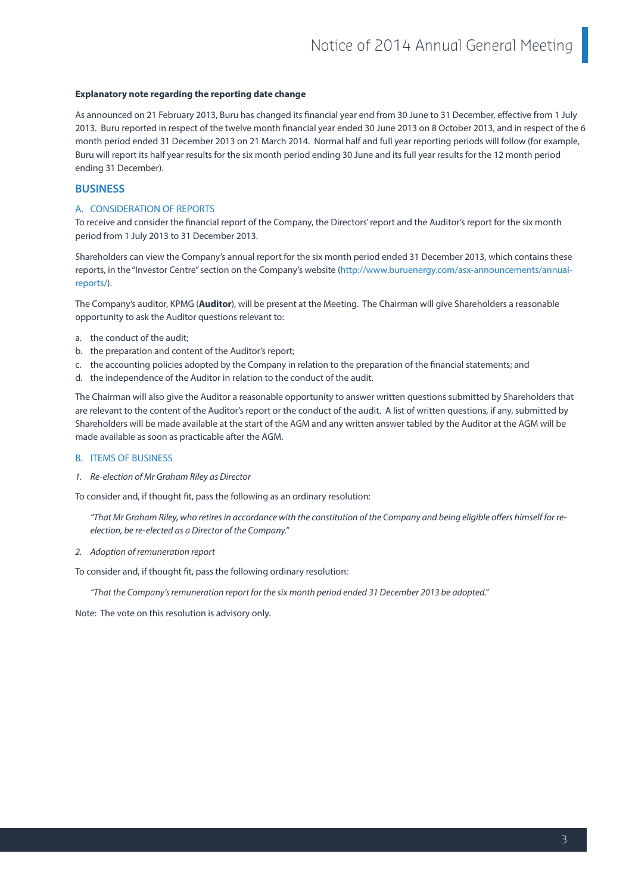**Explanatory note regarding the reporting date change**

As announced on 21 February 2013, Buru has changed its financial year end from 30 June to 31 December, effective from 1 July 2013. Buru reported in respect of the twelve month financial year ended 30 June 2013 on 8 October 2013, and in respect of the 6 month period ended 31 December 2013 on 21 March 2014. Normal half and full year reporting periods will follow (for example, Buru will report its half year results for the six month period ending 30 June and its full year results for the 12 month period ending 31 December).

## BUSINESS

### A. CONSIDERATION OF REPORTS

To receive and consider the financial report of the Company, the Directors' report and the Auditor's report for the six month period from 1 July 2013 to 31 December 2013.

Shareholders can view the Company's annual report for the six month period ended 31 December 2013, which contains these reports, in the "Investor Centre" section on the Company's website (http://www.buruenergy.com/asx-announcements/annual-reports/).

The Company's auditor, KPMG (**Auditor**), will be present at the Meeting. The Chairman will give Shareholders a reasonable opportunity to ask the Auditor questions relevant to:

a. the conduct of the audit;
b. the preparation and content of the Auditor's report;
c. the accounting policies adopted by the Company in relation to the preparation of the financial statements; and
d. the independence of the Auditor in relation to the conduct of the audit.

The Chairman will also give the Auditor a reasonable opportunity to answer written questions submitted by Shareholders that are relevant to the content of the Auditor's report or the conduct of the audit. A list of written questions, if any, submitted by Shareholders will be made available at the start of the AGM and any written answer tabled by the Auditor at the AGM will be made available as soon as practicable after the AGM.

### B. ITEMS OF BUSINESS

*1. Re-election of Mr Graham Riley as Director*

To consider and, if thought fit, pass the following as an ordinary resolution:

> *"That Mr Graham Riley, who retires in accordance with the constitution of the Company and being eligible offers himself for re-election, be re-elected as a Director of the Company."*

*2. Adoption of remuneration report*

To consider and, if thought fit, pass the following ordinary resolution:

> *"That the Company's remuneration report for the six month period ended 31 December 2013 be adopted."*

Note: The vote on this resolution is advisory only.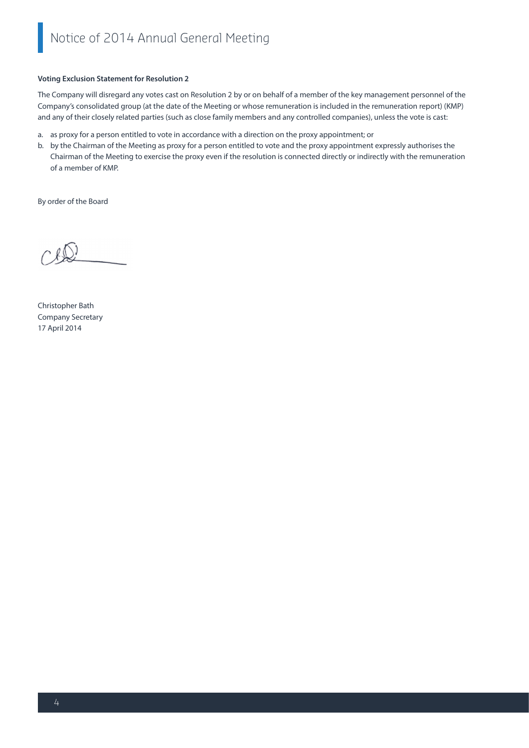**Voting Exclusion Statement for Resolution 2**

The Company will disregard any votes cast on Resolution 2 by or on behalf of a member of the key management personnel of the Company's consolidated group (at the date of the Meeting or whose remuneration is included in the remuneration report) (KMP) and any of their closely related parties (such as close family members and any controlled companies), unless the vote is cast:

a. as proxy for a person entitled to vote in accordance with a direction on the proxy appointment; or
b. by the Chairman of the Meeting as proxy for a person entitled to vote and the proxy appointment expressly authorises the Chairman of the Meeting to exercise the proxy even if the resolution is connected directly or indirectly with the remuneration of a member of KMP.

By order of the Board

Christopher Bath
Company Secretary
17 April 2014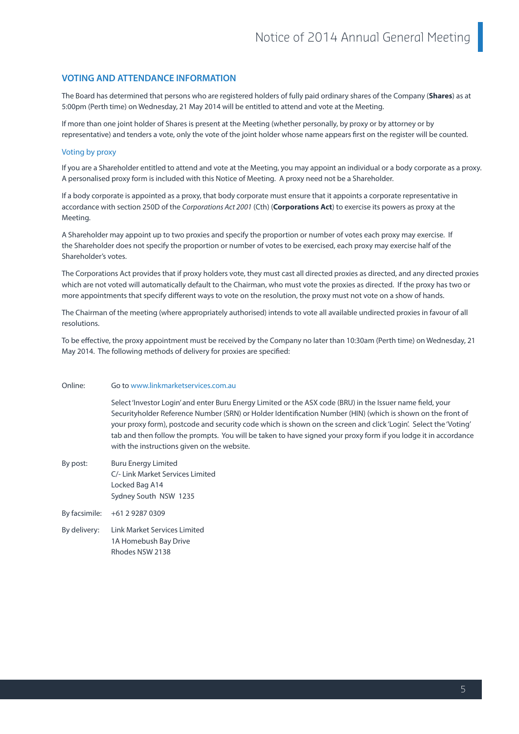## VOTING AND ATTENDANCE INFORMATION

The Board has determined that persons who are registered holders of fully paid ordinary shares of the Company (**Shares**) as at 5:00pm (Perth time) on Wednesday, 21 May 2014 will be entitled to attend and vote at the Meeting.

If more than one joint holder of Shares is present at the Meeting (whether personally, by proxy or by attorney or by representative) and tenders a vote, only the vote of the joint holder whose name appears first on the register will be counted.

### Voting by proxy

If you are a Shareholder entitled to attend and vote at the Meeting, you may appoint an individual or a body corporate as a proxy. A personalised proxy form is included with this Notice of Meeting. A proxy need not be a Shareholder.

If a body corporate is appointed as a proxy, that body corporate must ensure that it appoints a corporate representative in accordance with section 250D of the *Corporations Act 2001* (Cth) (**Corporations Act**) to exercise its powers as proxy at the Meeting.

A Shareholder may appoint up to two proxies and specify the proportion or number of votes each proxy may exercise. If the Shareholder does not specify the proportion or number of votes to be exercised, each proxy may exercise half of the Shareholder's votes.

The Corporations Act provides that if proxy holders vote, they must cast all directed proxies as directed, and any directed proxies which are not voted will automatically default to the Chairman, who must vote the proxies as directed. If the proxy has two or more appointments that specify different ways to vote on the resolution, the proxy must not vote on a show of hands.

The Chairman of the meeting (where appropriately authorised) intends to vote all available undirected proxies in favour of all resolutions.

To be effective, the proxy appointment must be received by the Company no later than 10:30am (Perth time) on Wednesday, 21 May 2014. The following methods of delivery for proxies are specified:

**Online:** Go to www.linkmarketservices.com.au

Select 'Investor Login' and enter Buru Energy Limited or the ASX code (BRU) in the Issuer name field, your Securityholder Reference Number (SRN) or Holder Identification Number (HIN) (which is shown on the front of your proxy form), postcode and security code which is shown on the screen and click 'Login'. Select the 'Voting' tab and then follow the prompts. You will be taken to have signed your proxy form if you lodge it in accordance with the instructions given on the website.

**By post:**
Buru Energy Limited
C/- Link Market Services Limited
Locked Bag A14
Sydney South NSW 1235

**By facsimile:** +61 2 9287 0309

**By delivery:**
Link Market Services Limited
1A Homebush Bay Drive
Rhodes NSW 2138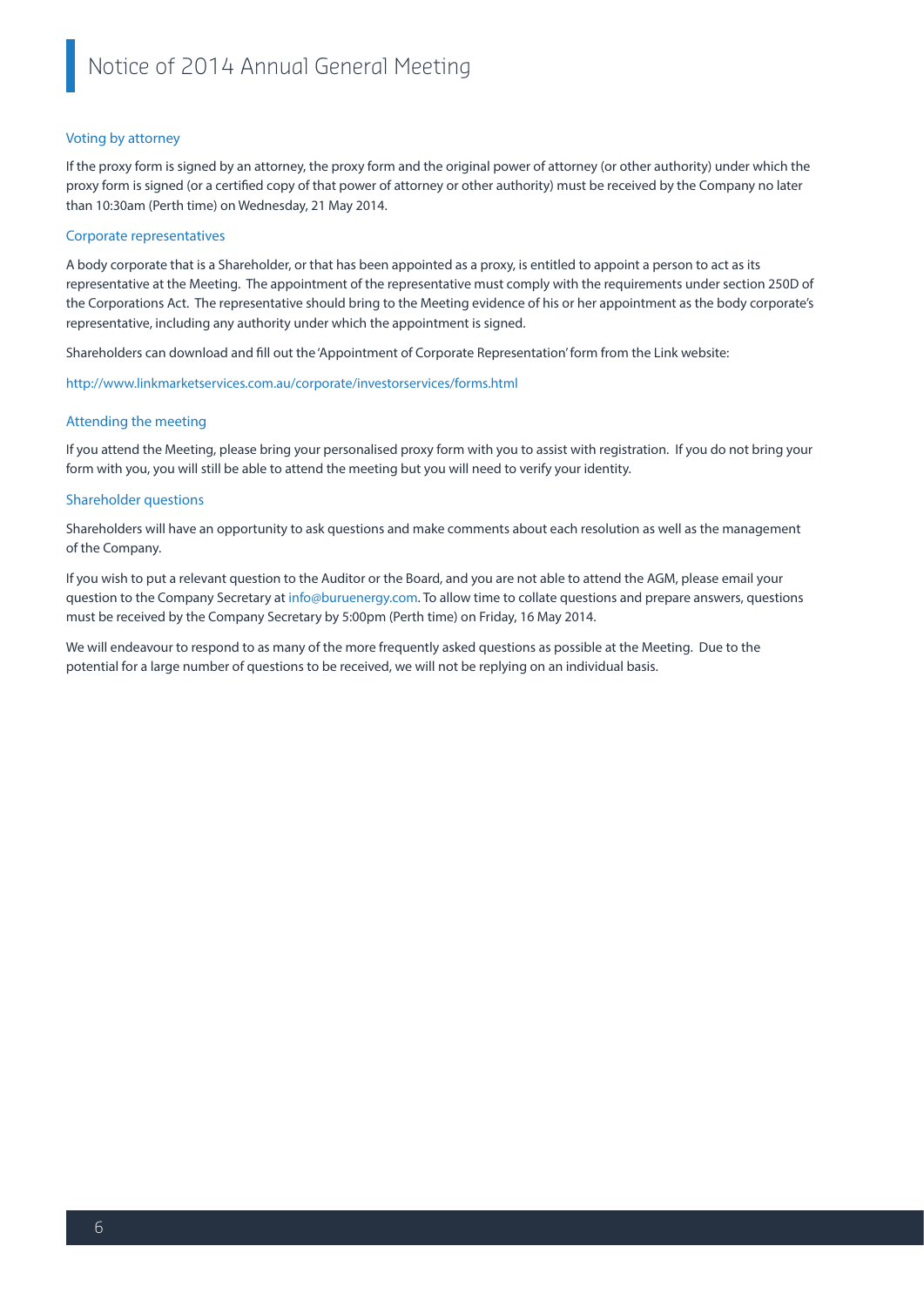### Voting by attorney

If the proxy form is signed by an attorney, the proxy form and the original power of attorney (or other authority) under which the proxy form is signed (or a certified copy of that power of attorney or other authority) must be received by the Company no later than 10:30am (Perth time) on Wednesday, 21 May 2014.

### Corporate representatives

A body corporate that is a Shareholder, or that has been appointed as a proxy, is entitled to appoint a person to act as its representative at the Meeting. The appointment of the representative must comply with the requirements under section 250D of the Corporations Act. The representative should bring to the Meeting evidence of his or her appointment as the body corporate's representative, including any authority under which the appointment is signed.

Shareholders can download and fill out the 'Appointment of Corporate Representation' form from the Link website:

http://www.linkmarketservices.com.au/corporate/investorservices/forms.html

### Attending the meeting

If you attend the Meeting, please bring your personalised proxy form with you to assist with registration. If you do not bring your form with you, you will still be able to attend the meeting but you will need to verify your identity.

### Shareholder questions

Shareholders will have an opportunity to ask questions and make comments about each resolution as well as the management of the Company.

If you wish to put a relevant question to the Auditor or the Board, and you are not able to attend the AGM, please email your question to the Company Secretary at info@buruenergy.com. To allow time to collate questions and prepare answers, questions must be received by the Company Secretary by 5:00pm (Perth time) on Friday, 16 May 2014.

We will endeavour to respond to as many of the more frequently asked questions as possible at the Meeting. Due to the potential for a large number of questions to be received, we will not be replying on an individual basis.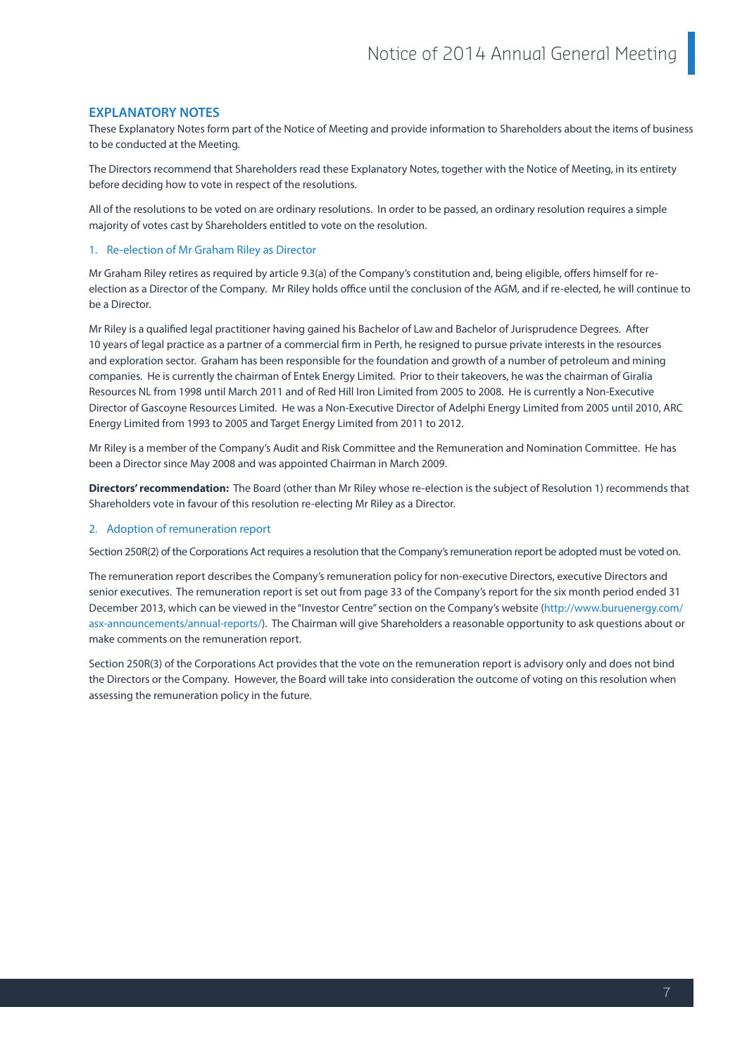## EXPLANATORY NOTES

These Explanatory Notes form part of the Notice of Meeting and provide information to Shareholders about the items of business to be conducted at the Meeting.

The Directors recommend that Shareholders read these Explanatory Notes, together with the Notice of Meeting, in its entirety before deciding how to vote in respect of the resolutions.

All of the resolutions to be voted on are ordinary resolutions. In order to be passed, an ordinary resolution requires a simple majority of votes cast by Shareholders entitled to vote on the resolution.

### 1. Re-election of Mr Graham Riley as Director

Mr Graham Riley retires as required by article 9.3(a) of the Company's constitution and, being eligible, offers himself for re-election as a Director of the Company. Mr Riley holds office until the conclusion of the AGM, and if re-elected, he will continue to be a Director.

Mr Riley is a qualified legal practitioner having gained his Bachelor of Law and Bachelor of Jurisprudence Degrees. After 10 years of legal practice as a partner of a commercial firm in Perth, he resigned to pursue private interests in the resources and exploration sector. Graham has been responsible for the foundation and growth of a number of petroleum and mining companies. He is currently the chairman of Entek Energy Limited. Prior to their takeovers, he was the chairman of Giralia Resources NL from 1998 until March 2011 and of Red Hill Iron Limited from 2005 to 2008. He is currently a Non-Executive Director of Gascoyne Resources Limited. He was a Non-Executive Director of Adelphi Energy Limited from 2005 until 2010, ARC Energy Limited from 1993 to 2005 and Target Energy Limited from 2011 to 2012.

Mr Riley is a member of the Company's Audit and Risk Committee and the Remuneration and Nomination Committee. He has been a Director since May 2008 and was appointed Chairman in March 2009.

**Directors' recommendation:** The Board (other than Mr Riley whose re-election is the subject of Resolution 1) recommends that Shareholders vote in favour of this resolution re-electing Mr Riley as a Director.

### 2. Adoption of remuneration report

Section 250R(2) of the Corporations Act requires a resolution that the Company's remuneration report be adopted must be voted on.

The remuneration report describes the Company's remuneration policy for non-executive Directors, executive Directors and senior executives. The remuneration report is set out from page 33 of the Company's report for the six month period ended 31 December 2013, which can be viewed in the "Investor Centre" section on the Company's website (http://www.buruenergy.com/asx-announcements/annual-reports/). The Chairman will give Shareholders a reasonable opportunity to ask questions about or make comments on the remuneration report.

Section 250R(3) of the Corporations Act provides that the vote on the remuneration report is advisory only and does not bind the Directors or the Company. However, the Board will take into consideration the outcome of voting on this resolution when assessing the remuneration policy in the future.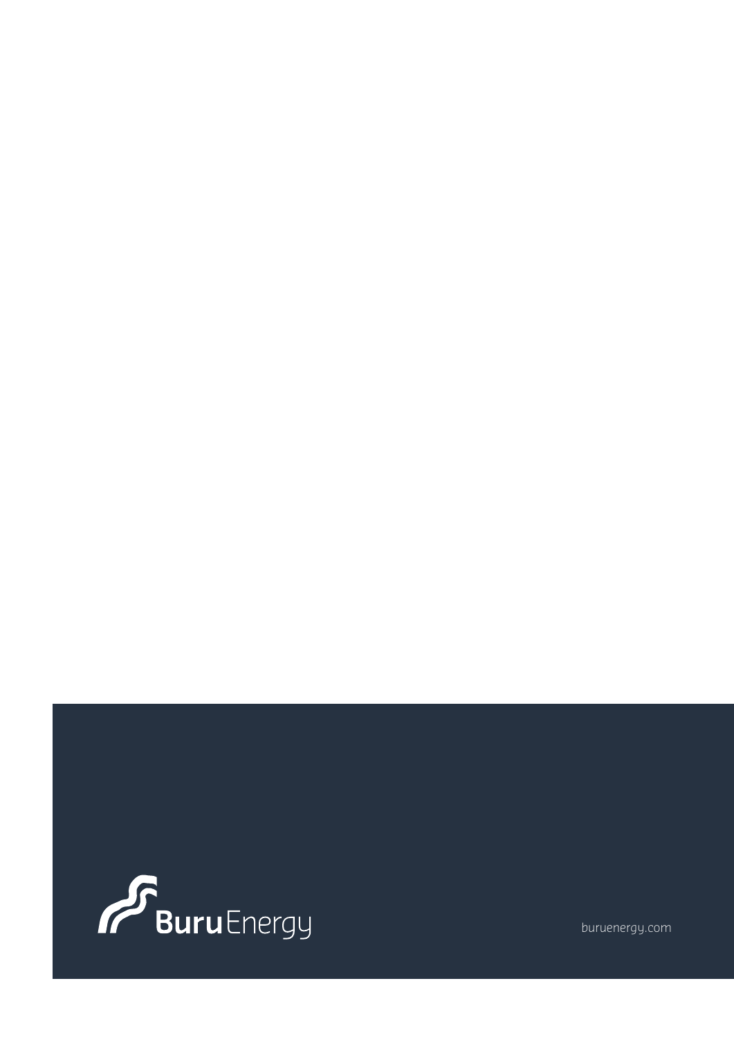Buru Energy

buruenergy.com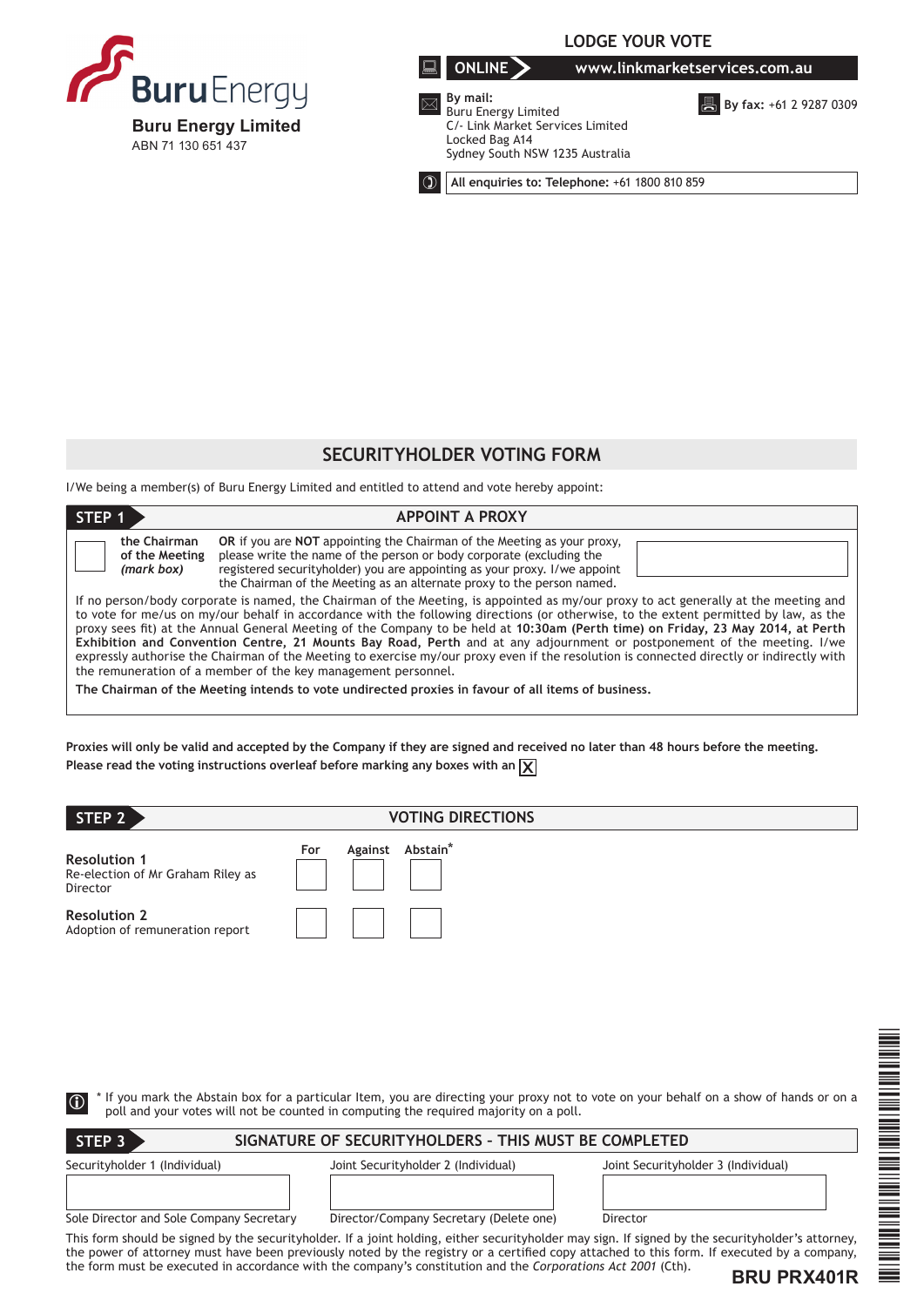**Buru Energy Limited**
ABN 71 130 651 437

## LODGE YOUR VOTE

**ONLINE** www.linkmarketservices.com.au

**By mail:**
Buru Energy Limited
C/- Link Market Services Limited
Locked Bag A14
Sydney South NSW 1235 Australia

**By fax:** +61 2 9287 0309

**All enquiries to: Telephone:** +61 1800 810 859

## SECURITYHOLDER VOTING FORM

I/We being a member(s) of Buru Energy Limited and entitled to attend and vote hereby appoint:

### STEP 1 APPOINT A PROXY

☐ **the Chairman of the Meeting** ***(mark box)***

**OR** if you are **NOT** appointing the Chairman of the Meeting as your proxy, please write the name of the person or body corporate (excluding the registered securityholder) you are appointing as your proxy. I/we appoint the Chairman of the Meeting as an alternate proxy to the person named.

If no person/body corporate is named, the Chairman of the Meeting, is appointed as my/our proxy to act generally at the meeting and to vote for me/us on my/our behalf in accordance with the following directions (or otherwise, to the extent permitted by law, as the proxy sees fit) at the Annual General Meeting of the Company to be held at **10:30am (Perth time) on Friday, 23 May 2014, at Perth Exhibition and Convention Centre, 21 Mounts Bay Road, Perth** and at any adjournment or postponement of the meeting. I/we expressly authorise the Chairman of the Meeting to exercise my/our proxy even if the resolution is connected directly or indirectly with the remuneration of a member of the key management personnel.

**The Chairman of the Meeting intends to vote undirected proxies in favour of all items of business.**

**Proxies will only be valid and accepted by the Company if they are signed and received no later than 48 hours before the meeting.**
**Please read the voting instructions overleaf before marking any boxes with an** ☒

### STEP 2 VOTING DIRECTIONS

| | For | Against | Abstain* |
|---|---|---|---|
| **Resolution 1** Re-election of Mr Graham Riley as Director | ☐ | ☐ | ☐ |
| **Resolution 2** Adoption of remuneration report | ☐ | ☐ | ☐ |

\* If you mark the Abstain box for a particular Item, you are directing your proxy not to vote on your behalf on a show of hands or on a poll and your votes will not be counted in computing the required majority on a poll.

### STEP 3 SIGNATURE OF SECURITYHOLDERS – THIS MUST BE COMPLETED

| Securityholder 1 (Individual) | Joint Securityholder 2 (Individual) | Joint Securityholder 3 (Individual) |
|---|---|---|
| | | |
| Sole Director and Sole Company Secretary | Director/Company Secretary (Delete one) | Director |

This form should be signed by the securityholder. If a joint holding, either securityholder may sign. If signed by the securityholder's attorney, the power of attorney must have been previously noted by the registry or a certified copy attached to this form. If executed by a company, the form must be executed in accordance with the company's constitution and the *Corporations Act 2001* (Cth).

**BRU PRX401R**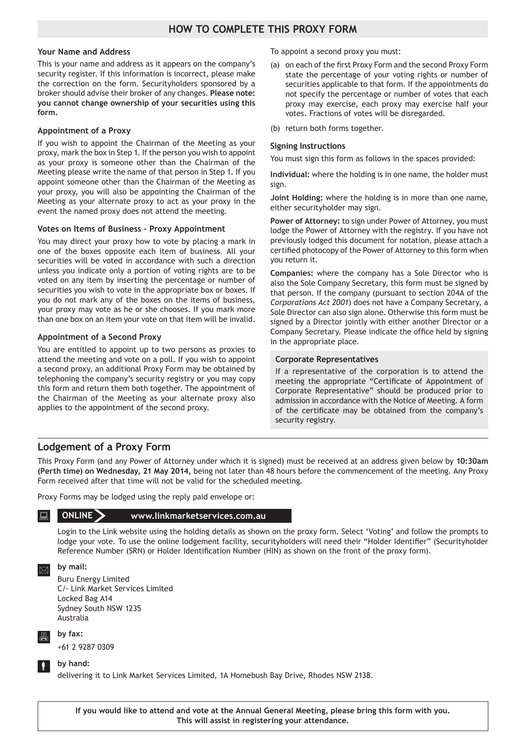# HOW TO COMPLETE THIS PROXY FORM

### Your Name and Address

This is your name and address as it appears on the company's security register. If this information is incorrect, please make the correction on the form. Securityholders sponsored by a broker should advise their broker of any changes. **Please note: you cannot change ownership of your securities using this form.**

### Appointment of a Proxy

If you wish to appoint the Chairman of the Meeting as your proxy, mark the box in Step 1. If the person you wish to appoint as your proxy is someone other than the Chairman of the Meeting please write the name of that person in Step 1. If you appoint someone other than the Chairman of the Meeting as your proxy, you will also be appointing the Chairman of the Meeting as your alternate proxy to act as your proxy in the event the named proxy does not attend the meeting.

### Votes on Items of Business – Proxy Appointment

You may direct your proxy how to vote by placing a mark in one of the boxes opposite each item of business. All your securities will be voted in accordance with such a direction unless you indicate only a portion of voting rights are to be voted on any item by inserting the percentage or number of securities you wish to vote in the appropriate box or boxes. If you do not mark any of the boxes on the items of business, your proxy may vote as he or she chooses. If you mark more than one box on an item your vote on that item will be invalid.

### Appointment of a Second Proxy

You are entitled to appoint up to two persons as proxies to attend the meeting and vote on a poll. If you wish to appoint a second proxy, an additional Proxy Form may be obtained by telephoning the company's security registry or you may copy this form and return them both together. The appointment of the Chairman of the Meeting as your alternate proxy also applies to the appointment of the second proxy.

To appoint a second proxy you must:

(a) on each of the first Proxy Form and the second Proxy Form state the percentage of your voting rights or number of securities applicable to that form. If the appointments do not specify the percentage or number of votes that each proxy may exercise, each proxy may exercise half your votes. Fractions of votes will be disregarded.

(b) return both forms together.

### Signing Instructions

You must sign this form as follows in the spaces provided:

**Individual:** where the holding is in one name, the holder must sign.

**Joint Holding:** where the holding is in more than one name, either securityholder may sign.

**Power of Attorney:** to sign under Power of Attorney, you must lodge the Power of Attorney with the registry. If you have not previously lodged this document for notation, please attach a certified photocopy of the Power of Attorney to this form when you return it.

**Companies:** where the company has a Sole Director who is also the Sole Company Secretary, this form must be signed by that person. If the company (pursuant to section 204A of the *Corporations Act 2001*) does not have a Company Secretary, a Sole Director can also sign alone. Otherwise this form must be signed by a Director jointly with either another Director or a Company Secretary. Please indicate the office held by signing in the appropriate place.

### Corporate Representatives

If a representative of the corporation is to attend the meeting the appropriate "Certificate of Appointment of Corporate Representative" should be produced prior to admission in accordance with the Notice of Meeting. A form of the certificate may be obtained from the company's security registry.

## Lodgement of a Proxy Form

This Proxy Form (and any Power of Attorney under which it is signed) must be received at an address given below by **10:30am (Perth time) on Wednesday, 21 May 2014,** being not later than 48 hours before the commencement of the meeting. Any Proxy Form received after that time will not be valid for the scheduled meeting.

Proxy Forms may be lodged using the reply paid envelope or:

**ONLINE** **www.linkmarketservices.com.au**

Login to the Link website using the holding details as shown on the proxy form. Select 'Voting' and follow the prompts to lodge your vote. To use the online lodgement facility, securityholders will need their "Holder Identifier" (Securityholder Reference Number (SRN) or Holder Identification Number (HIN) as shown on the front of the proxy form).

**by mail:**

Buru Energy Limited
C/- Link Market Services Limited
Locked Bag A14
Sydney South NSW 1235
Australia

**by fax:**

+61 2 9287 0309

**by hand:**

delivering it to Link Market Services Limited, 1A Homebush Bay Drive, Rhodes NSW 2138.

**If you would like to attend and vote at the Annual General Meeting, please bring this form with you. This will assist in registering your attendance.**